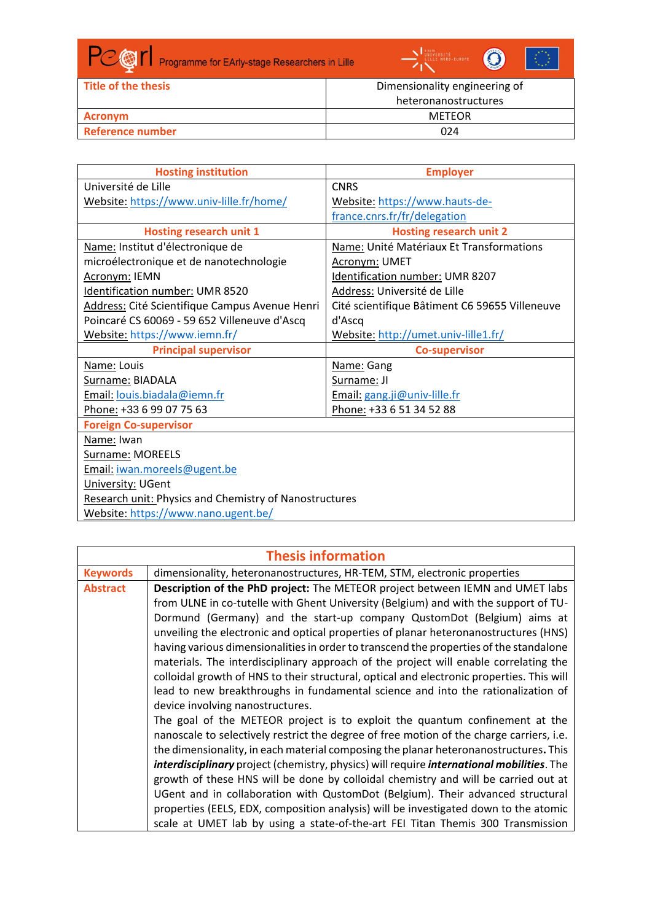Pearl Programme for EArly-stage Researchers in Lille

| Title of the thesis | Dimensionality engineering of heteronanostructures |
| --- | --- |
| Acronym | METEOR |
| Reference number | 024 |

| Hosting institution | Employer |
| --- | --- |
| Université de Lille<br>Website: https://www.univ-lille.fr/home/ | CNRS<br>Website: https://www.hauts-de-france.cnrs.fr/fr/delegation |
| **Hosting research unit 1** | **Hosting research unit 2** |
| Name: Institut d'électronique de microélectronique et de nanotechnologie<br>Acronym: IEMN<br>Identification number: UMR 8520<br>Address: Cité Scientifique Campus Avenue Henri Poincaré CS 60069 - 59 652 Villeneuve d'Ascq<br>Website: https://www.iemn.fr/ | Name: Unité Matériaux Et Transformations<br>Acronym: UMET<br>Identification number: UMR 8207<br>Address: Université de Lille Cité scientifique Bâtiment C6 59655 Villeneuve d'Ascq<br>Website: http://umet.univ-lille1.fr/ |
| **Principal supervisor** | **Co-supervisor** |
| Name: Louis<br>Surname: BIADALA<br>Email: louis.biadala@iemn.fr<br>Phone: +33 6 99 07 75 63 | Name: Gang<br>Surname: JI<br>Email: gang.ji@univ-lille.fr<br>Phone: +33 6 51 34 52 88 |

| Foreign Co-supervisor |
| --- |
| Name: Iwan<br>Surname: MOREELS<br>Email: iwan.moreels@ugent.be<br>University: UGent<br>Research unit: Physics and Chemistry of Nanostructures<br>Website: https://www.nano.ugent.be/ |

| Thesis information | |
| --- | --- |
| Keywords | dimensionality, heteronanostructures, HR-TEM, STM, electronic properties |
| Abstract | **Description of the PhD project:** The METEOR project between IEMN and UMET labs from ULNE in co-tutelle with Ghent University (Belgium) and with the support of TU-Dormund (Germany) and the start-up company QustomDot (Belgium) aims at unveiling the electronic and optical properties of planar heteronanostructures (HNS) having various dimensionalities in order to transcend the properties of the standalone materials. The interdisciplinary approach of the project will enable correlating the colloidal growth of HNS to their structural, optical and electronic properties. This will lead to new breakthroughs in fundamental science and into the rationalization of device involving nanostructures.<br>The goal of the METEOR project is to exploit the quantum confinement at the nanoscale to selectively restrict the degree of free motion of the charge carriers, i.e. the dimensionality, in each material composing the planar heteronanostructures**.** This ***interdisciplinary*** project (chemistry, physics) will require ***international mobilities***. The growth of these HNS will be done by colloidal chemistry and will be carried out at UGent and in collaboration with QustomDot (Belgium). Their advanced structural properties (EELS, EDX, composition analysis) will be investigated down to the atomic scale at UMET lab by using a state-of-the-art FEI Titan Themis 300 Transmission |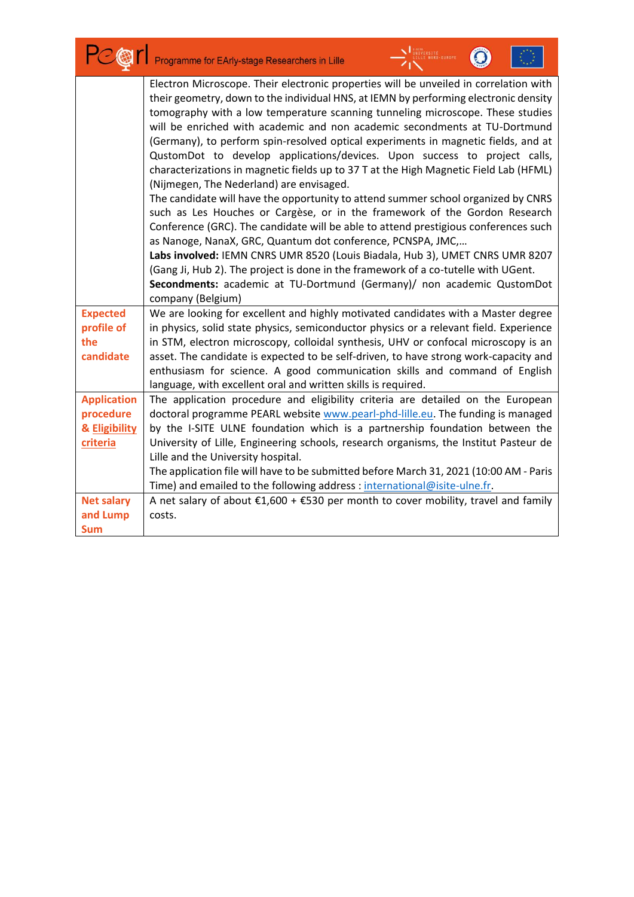| | |
|---|---|
| | Electron Microscope. Their electronic properties will be unveiled in correlation with their geometry, down to the individual HNS, at IEMN by performing electronic density tomography with a low temperature scanning tunneling microscope. These studies will be enriched with academic and non academic secondments at TU-Dortmund (Germany), to perform spin-resolved optical experiments in magnetic fields, and at QustomDot to develop applications/devices. Upon success to project calls, characterizations in magnetic fields up to 37 T at the High Magnetic Field Lab (HFML) (Nijmegen, The Nederland) are envisaged.<br>The candidate will have the opportunity to attend summer school organized by CNRS such as Les Houches or Cargèse, or in the framework of the Gordon Research Conference (GRC). The candidate will be able to attend prestigious conferences such as Nanoge, NanaX, GRC, Quantum dot conference, PCNSPA, JMC,…<br>**Labs involved:** IEMN CNRS UMR 8520 (Louis Biadala, Hub 3), UMET CNRS UMR 8207 (Gang Ji, Hub 2). The project is done in the framework of a co-tutelle with UGent.<br>**Secondments:** academic at TU-Dortmund (Germany)/ non academic QustomDot company (Belgium) |
| **Expected profile of the candidate** | We are looking for excellent and highly motivated candidates with a Master degree in physics, solid state physics, semiconductor physics or a relevant field. Experience in STM, electron microscopy, colloidal synthesis, UHV or confocal microscopy is an asset. The candidate is expected to be self-driven, to have strong work-capacity and enthusiasm for science. A good communication skills and command of English language, with excellent oral and written skills is required. |
| **Application procedure & Eligibility criteria** | The application procedure and eligibility criteria are detailed on the European doctoral programme PEARL website www.pearl-phd-lille.eu. The funding is managed by the I-SITE ULNE foundation which is a partnership foundation between the University of Lille, Engineering schools, research organisms, the Institut Pasteur de Lille and the University hospital.<br>The application file will have to be submitted before March 31, 2021 (10:00 AM - Paris Time) and emailed to the following address : international@isite-ulne.fr. |
| **Net salary and Lump Sum** | A net salary of about €1,600 + €530 per month to cover mobility, travel and family costs. |